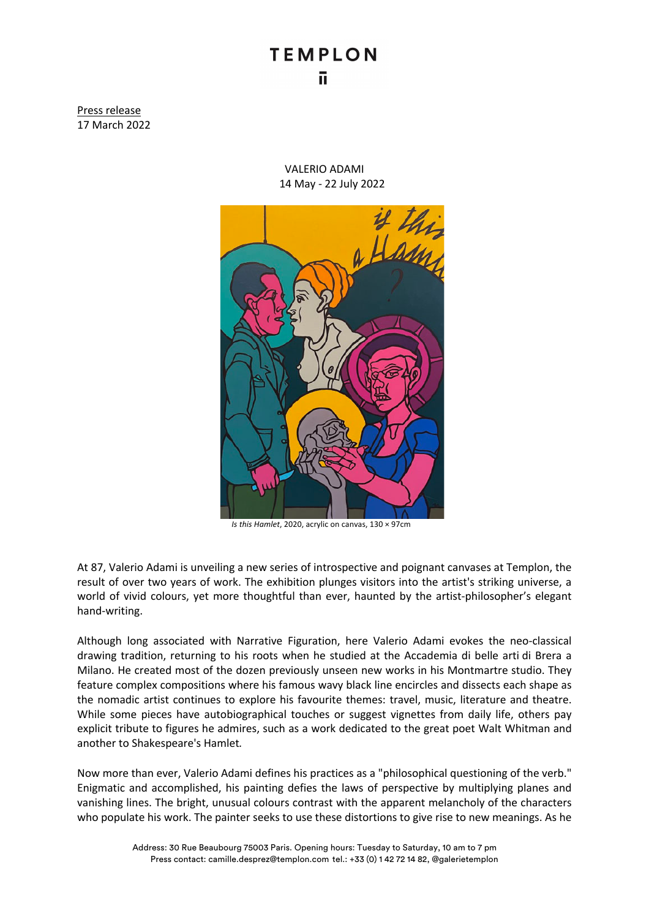# TEMPLON

Press release
17 March 2022

VALERIO ADAMI
14 May - 22 July 2022

*Is this Hamlet*, 2020, acrylic on canvas, 130 × 97cm

At 87, Valerio Adami is unveiling a new series of introspective and poignant canvases at Templon, the result of over two years of work. The exhibition plunges visitors into the artist's striking universe, a world of vivid colours, yet more thoughtful than ever, haunted by the artist-philosopher's elegant hand-writing.

Although long associated with Narrative Figuration, here Valerio Adami evokes the neo-classical drawing tradition, returning to his roots when he studied at the Accademia di belle arti di Brera a Milano. He created most of the dozen previously unseen new works in his Montmartre studio. They feature complex compositions where his famous wavy black line encircles and dissects each shape as the nomadic artist continues to explore his favourite themes: travel, music, literature and theatre. While some pieces have autobiographical touches or suggest vignettes from daily life, others pay explicit tribute to figures he admires, such as a work dedicated to the great poet Walt Whitman and another to Shakespeare's Hamlet.

Now more than ever, Valerio Adami defines his practices as a "philosophical questioning of the verb." Enigmatic and accomplished, his painting defies the laws of perspective by multiplying planes and vanishing lines. The bright, unusual colours contrast with the apparent melancholy of the characters who populate his work. The painter seeks to use these distortions to give rise to new meanings. As he

Address: 30 Rue Beaubourg 75003 Paris. Opening hours: Tuesday to Saturday, 10 am to 7 pm
Press contact: camille.desprez@templon.com tel.: +33 (0) 1 42 72 14 82, @galerietemplon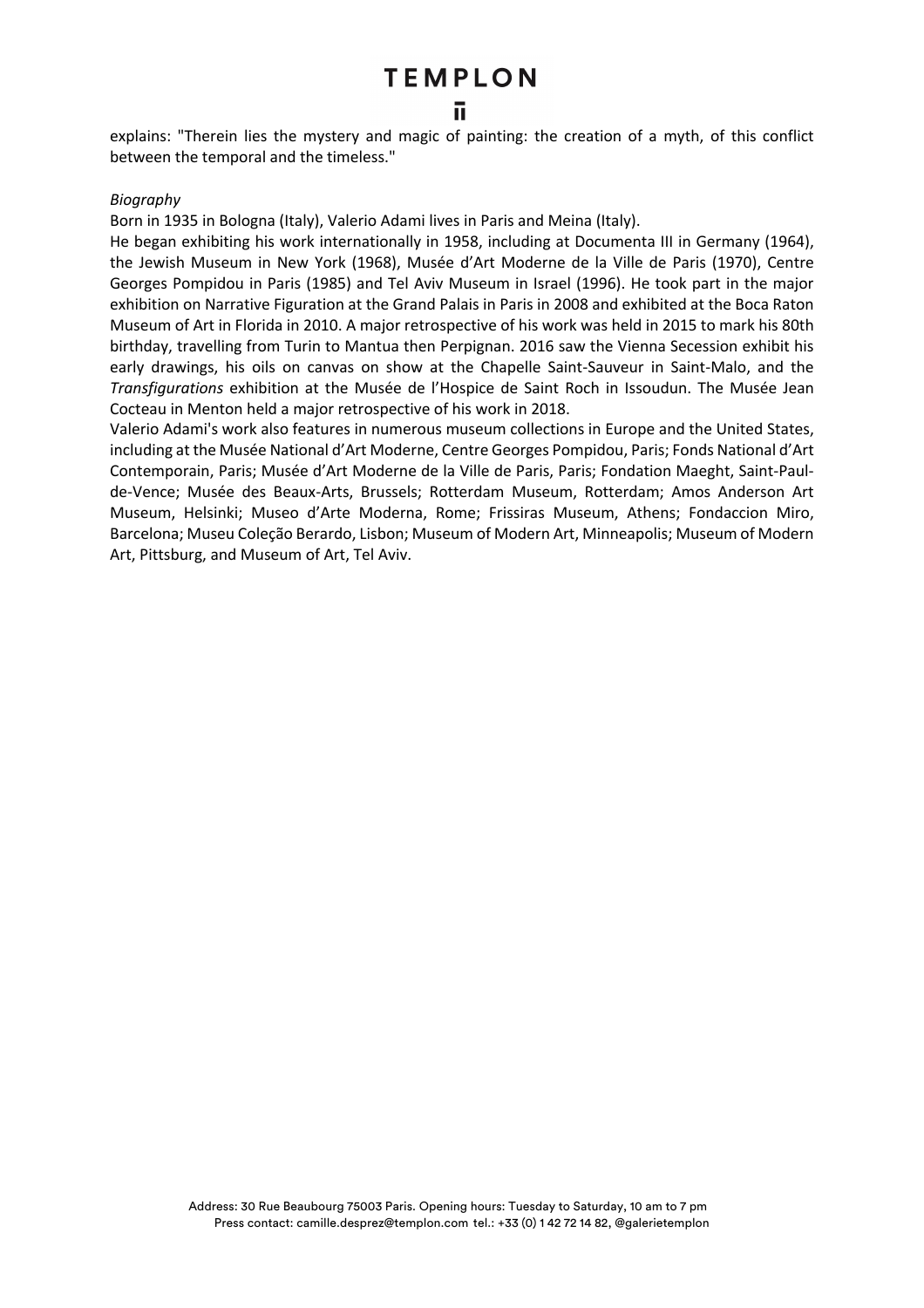explains: "Therein lies the mystery and magic of painting: the creation of a myth, of this conflict between the temporal and the timeless."

*Biography*

Born in 1935 in Bologna (Italy), Valerio Adami lives in Paris and Meina (Italy).

He began exhibiting his work internationally in 1958, including at Documenta III in Germany (1964), the Jewish Museum in New York (1968), Musée d'Art Moderne de la Ville de Paris (1970), Centre Georges Pompidou in Paris (1985) and Tel Aviv Museum in Israel (1996). He took part in the major exhibition on Narrative Figuration at the Grand Palais in Paris in 2008 and exhibited at the Boca Raton Museum of Art in Florida in 2010. A major retrospective of his work was held in 2015 to mark his 80th birthday, travelling from Turin to Mantua then Perpignan. 2016 saw the Vienna Secession exhibit his early drawings, his oils on canvas on show at the Chapelle Saint-Sauveur in Saint-Malo, and the *Transfigurations* exhibition at the Musée de l'Hospice de Saint Roch in Issoudun. The Musée Jean Cocteau in Menton held a major retrospective of his work in 2018.

Valerio Adami's work also features in numerous museum collections in Europe and the United States, including at the Musée National d'Art Moderne, Centre Georges Pompidou, Paris; Fonds National d'Art Contemporain, Paris; Musée d'Art Moderne de la Ville de Paris, Paris; Fondation Maeght, Saint-Paul-de-Vence; Musée des Beaux-Arts, Brussels; Rotterdam Museum, Rotterdam; Amos Anderson Art Museum, Helsinki; Museo d'Arte Moderna, Rome; Frissiras Museum, Athens; Fondaccion Miro, Barcelona; Museu Coleção Berardo, Lisbon; Museum of Modern Art, Minneapolis; Museum of Modern Art, Pittsburg, and Museum of Art, Tel Aviv.